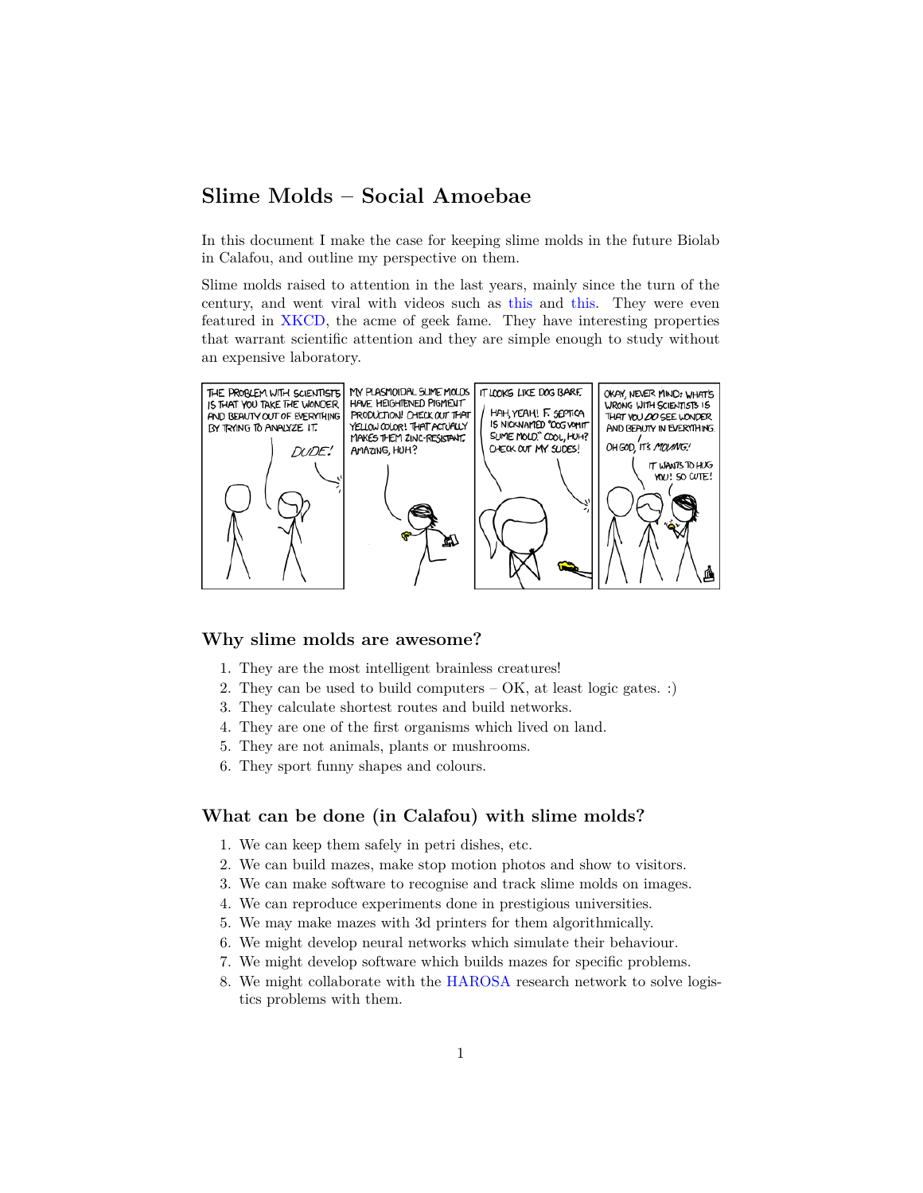# Slime Molds – Social Amoebae

In this document I make the case for keeping slime molds in the future Biolab in Calafou, and outline my perspective on them.

Slime molds raised to attention in the last years, mainly since the turn of the century, and went viral with videos such as this and this. They were even featured in XKCD, the acme of geek fame. They have interesting properties that warrant scientific attention and they are simple enough to study without an expensive laboratory.

## Why slime molds are awesome?

1. They are the most intelligent brainless creatures!
2. They can be used to build computers – OK, at least logic gates. :)
3. They calculate shortest routes and build networks.
4. They are one of the first organisms which lived on land.
5. They are not animals, plants or mushrooms.
6. They sport funny shapes and colours.

## What can be done (in Calafou) with slime molds?

1. We can keep them safely in petri dishes, etc.
2. We can build mazes, make stop motion photos and show to visitors.
3. We can make software to recognise and track slime molds on images.
4. We can reproduce experiments done in prestigious universities.
5. We may make mazes with 3d printers for them algorithmically.
6. We might develop neural networks which simulate their behaviour.
7. We might develop software which builds mazes for specific problems.
8. We might collaborate with the HAROSA research network to solve logistics problems with them.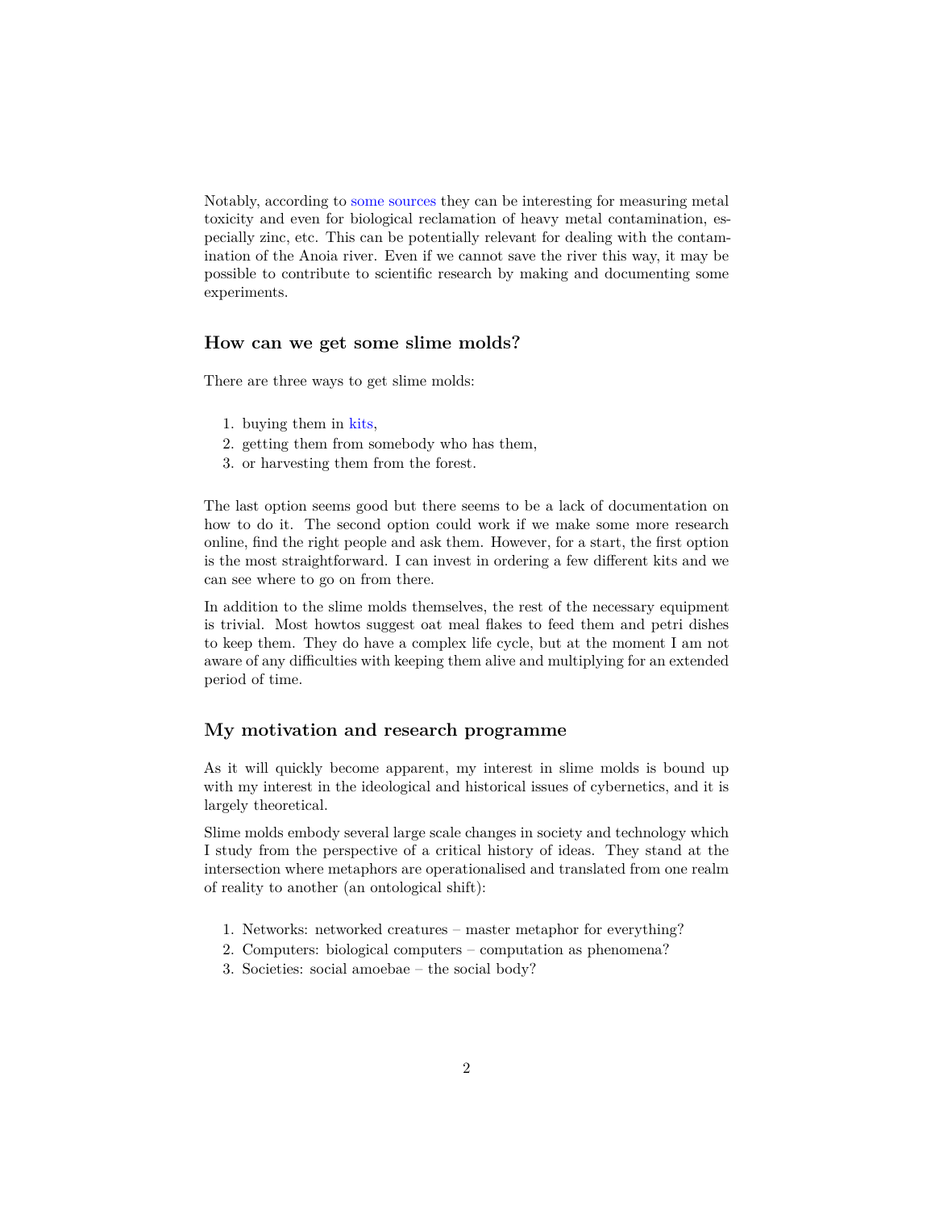Notably, according to some sources they can be interesting for measuring metal toxicity and even for biological reclamation of heavy metal contamination, especially zinc, etc. This can be potentially relevant for dealing with the contamination of the Anoia river. Even if we cannot save the river this way, it may be possible to contribute to scientific research by making and documenting some experiments.

## How can we get some slime molds?

There are three ways to get slime molds:

1. buying them in kits,
2. getting them from somebody who has them,
3. or harvesting them from the forest.

The last option seems good but there seems to be a lack of documentation on how to do it. The second option could work if we make some more research online, find the right people and ask them. However, for a start, the first option is the most straightforward. I can invest in ordering a few different kits and we can see where to go on from there.

In addition to the slime molds themselves, the rest of the necessary equipment is trivial. Most howtos suggest oat meal flakes to feed them and petri dishes to keep them. They do have a complex life cycle, but at the moment I am not aware of any difficulties with keeping them alive and multiplying for an extended period of time.

## My motivation and research programme

As it will quickly become apparent, my interest in slime molds is bound up with my interest in the ideological and historical issues of cybernetics, and it is largely theoretical.

Slime molds embody several large scale changes in society and technology which I study from the perspective of a critical history of ideas. They stand at the intersection where metaphors are operationalised and translated from one realm of reality to another (an ontological shift):

1. Networks: networked creatures – master metaphor for everything?
2. Computers: biological computers – computation as phenomena?
3. Societies: social amoebae – the social body?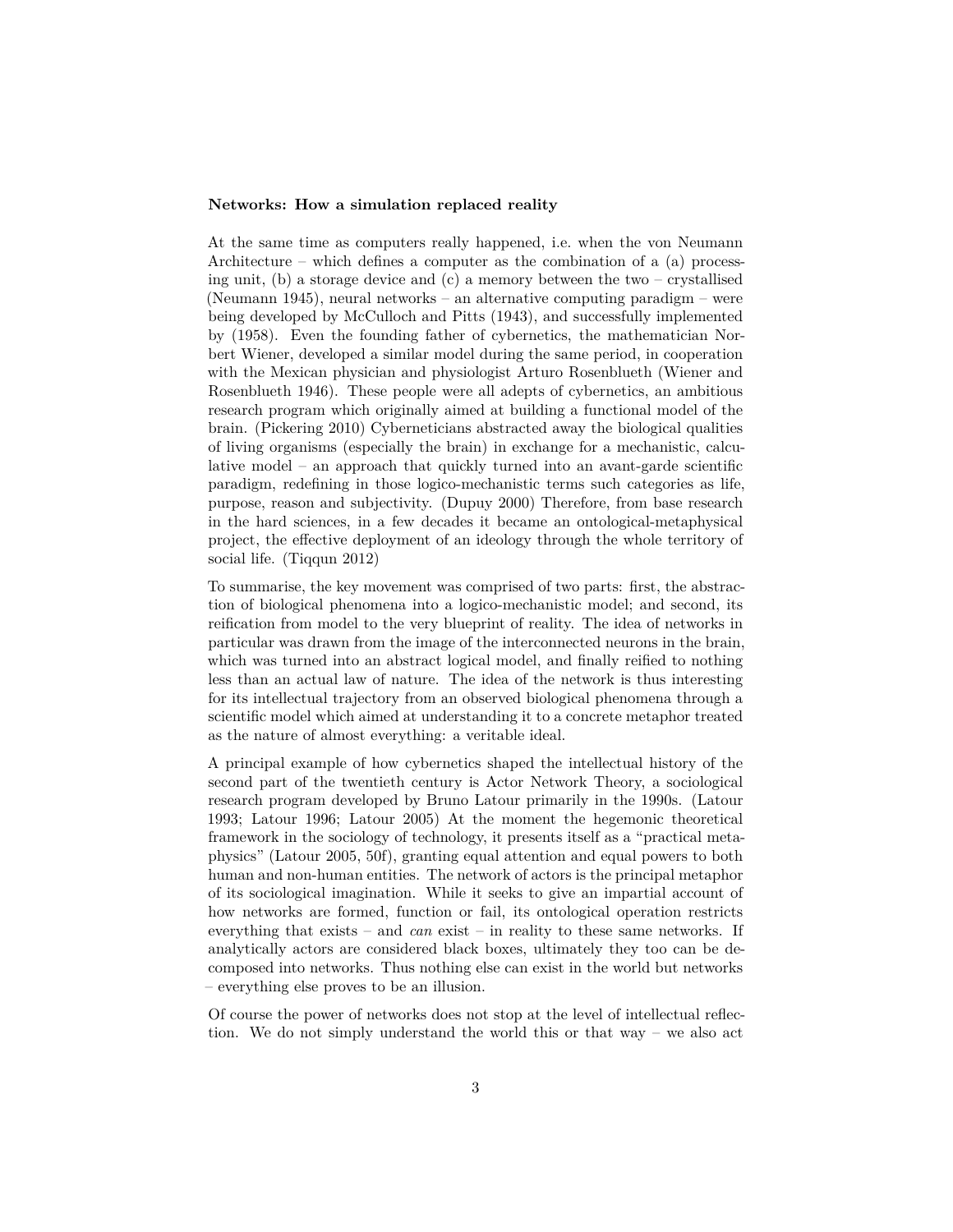**Networks: How a simulation replaced reality**

At the same time as computers really happened, i.e. when the von Neumann Architecture – which defines a computer as the combination of a (a) processing unit, (b) a storage device and (c) a memory between the two – crystallised (Neumann 1945), neural networks – an alternative computing paradigm – were being developed by McCulloch and Pitts (1943), and successfully implemented by (1958). Even the founding father of cybernetics, the mathematician Norbert Wiener, developed a similar model during the same period, in cooperation with the Mexican physician and physiologist Arturo Rosenblueth (Wiener and Rosenblueth 1946). These people were all adepts of cybernetics, an ambitious research program which originally aimed at building a functional model of the brain. (Pickering 2010) Cyberneticians abstracted away the biological qualities of living organisms (especially the brain) in exchange for a mechanistic, calculative model – an approach that quickly turned into an avant-garde scientific paradigm, redefining in those logico-mechanistic terms such categories as life, purpose, reason and subjectivity. (Dupuy 2000) Therefore, from base research in the hard sciences, in a few decades it became an ontological-metaphysical project, the effective deployment of an ideology through the whole territory of social life. (Tiqqun 2012)

To summarise, the key movement was comprised of two parts: first, the abstraction of biological phenomena into a logico-mechanistic model; and second, its reification from model to the very blueprint of reality. The idea of networks in particular was drawn from the image of the interconnected neurons in the brain, which was turned into an abstract logical model, and finally reified to nothing less than an actual law of nature. The idea of the network is thus interesting for its intellectual trajectory from an observed biological phenomena through a scientific model which aimed at understanding it to a concrete metaphor treated as the nature of almost everything: a veritable ideal.

A principal example of how cybernetics shaped the intellectual history of the second part of the twentieth century is Actor Network Theory, a sociological research program developed by Bruno Latour primarily in the 1990s. (Latour 1993; Latour 1996; Latour 2005) At the moment the hegemonic theoretical framework in the sociology of technology, it presents itself as a "practical metaphysics" (Latour 2005, 50f), granting equal attention and equal powers to both human and non-human entities. The network of actors is the principal metaphor of its sociological imagination. While it seeks to give an impartial account of how networks are formed, function or fail, its ontological operation restricts everything that exists – and *can* exist – in reality to these same networks. If analytically actors are considered black boxes, ultimately they too can be decomposed into networks. Thus nothing else can exist in the world but networks – everything else proves to be an illusion.

Of course the power of networks does not stop at the level of intellectual reflection. We do not simply understand the world this or that way – we also act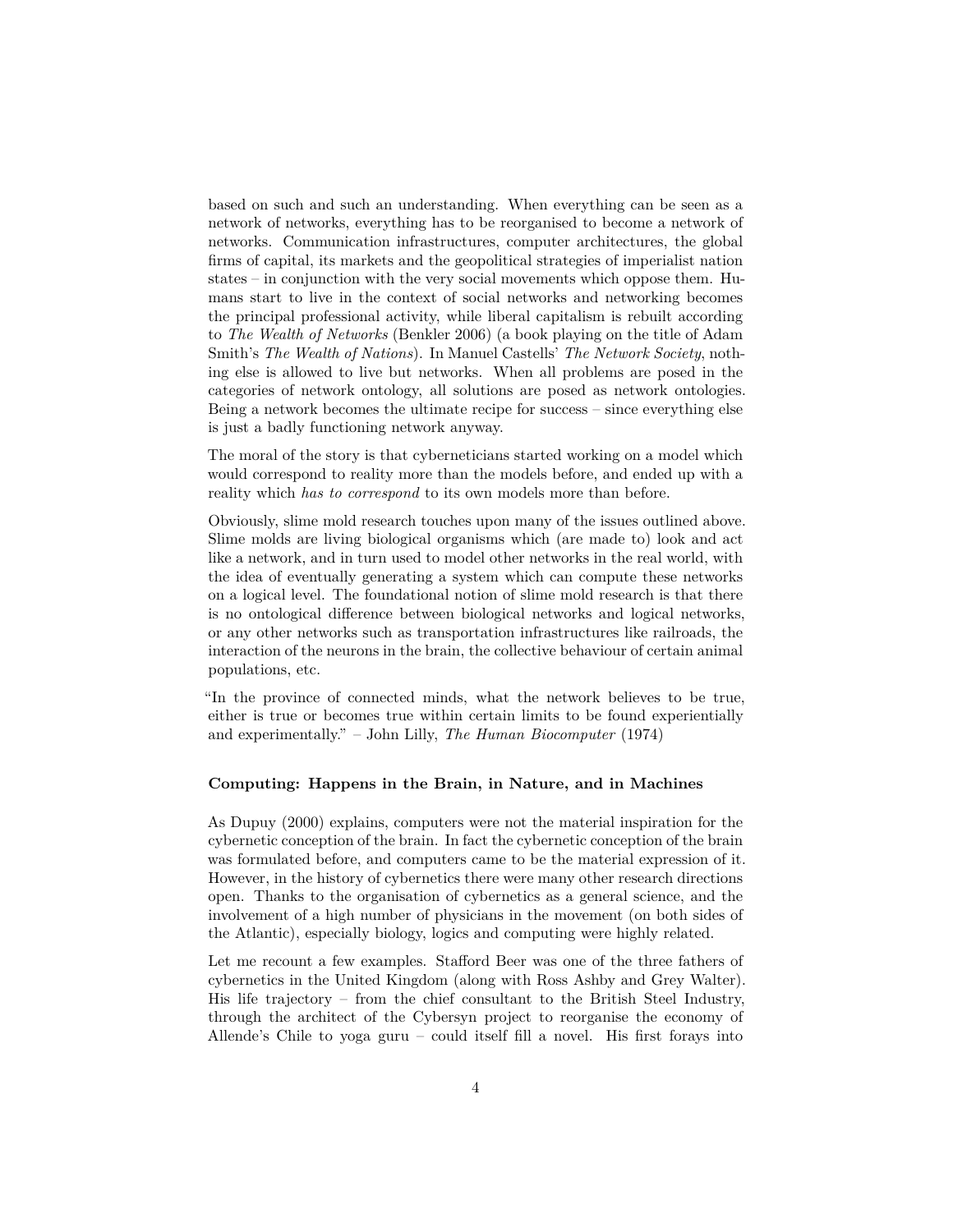based on such and such an understanding. When everything can be seen as a network of networks, everything has to be reorganised to become a network of networks. Communication infrastructures, computer architectures, the global firms of capital, its markets and the geopolitical strategies of imperialist nation states – in conjunction with the very social movements which oppose them. Humans start to live in the context of social networks and networking becomes the principal professional activity, while liberal capitalism is rebuilt according to *The Wealth of Networks* (Benkler 2006) (a book playing on the title of Adam Smith's *The Wealth of Nations*). In Manuel Castells' *The Network Society*, nothing else is allowed to live but networks. When all problems are posed in the categories of network ontology, all solutions are posed as network ontologies. Being a network becomes the ultimate recipe for success – since everything else is just a badly functioning network anyway.

The moral of the story is that cyberneticians started working on a model which would correspond to reality more than the models before, and ended up with a reality which *has to correspond* to its own models more than before.

Obviously, slime mold research touches upon many of the issues outlined above. Slime molds are living biological organisms which (are made to) look and act like a network, and in turn used to model other networks in the real world, with the idea of eventually generating a system which can compute these networks on a logical level. The foundational notion of slime mold research is that there is no ontological difference between biological networks and logical networks, or any other networks such as transportation infrastructures like railroads, the interaction of the neurons in the brain, the collective behaviour of certain animal populations, etc.

"In the province of connected minds, what the network believes to be true, either is true or becomes true within certain limits to be found experientially and experimentally." – John Lilly, *The Human Biocomputer* (1974)

### Computing: Happens in the Brain, in Nature, and in Machines

As Dupuy (2000) explains, computers were not the material inspiration for the cybernetic conception of the brain. In fact the cybernetic conception of the brain was formulated before, and computers came to be the material expression of it. However, in the history of cybernetics there were many other research directions open. Thanks to the organisation of cybernetics as a general science, and the involvement of a high number of physicians in the movement (on both sides of the Atlantic), especially biology, logics and computing were highly related.

Let me recount a few examples. Stafford Beer was one of the three fathers of cybernetics in the United Kingdom (along with Ross Ashby and Grey Walter). His life trajectory – from the chief consultant to the British Steel Industry, through the architect of the Cybersyn project to reorganise the economy of Allende's Chile to yoga guru – could itself fill a novel. His first forays into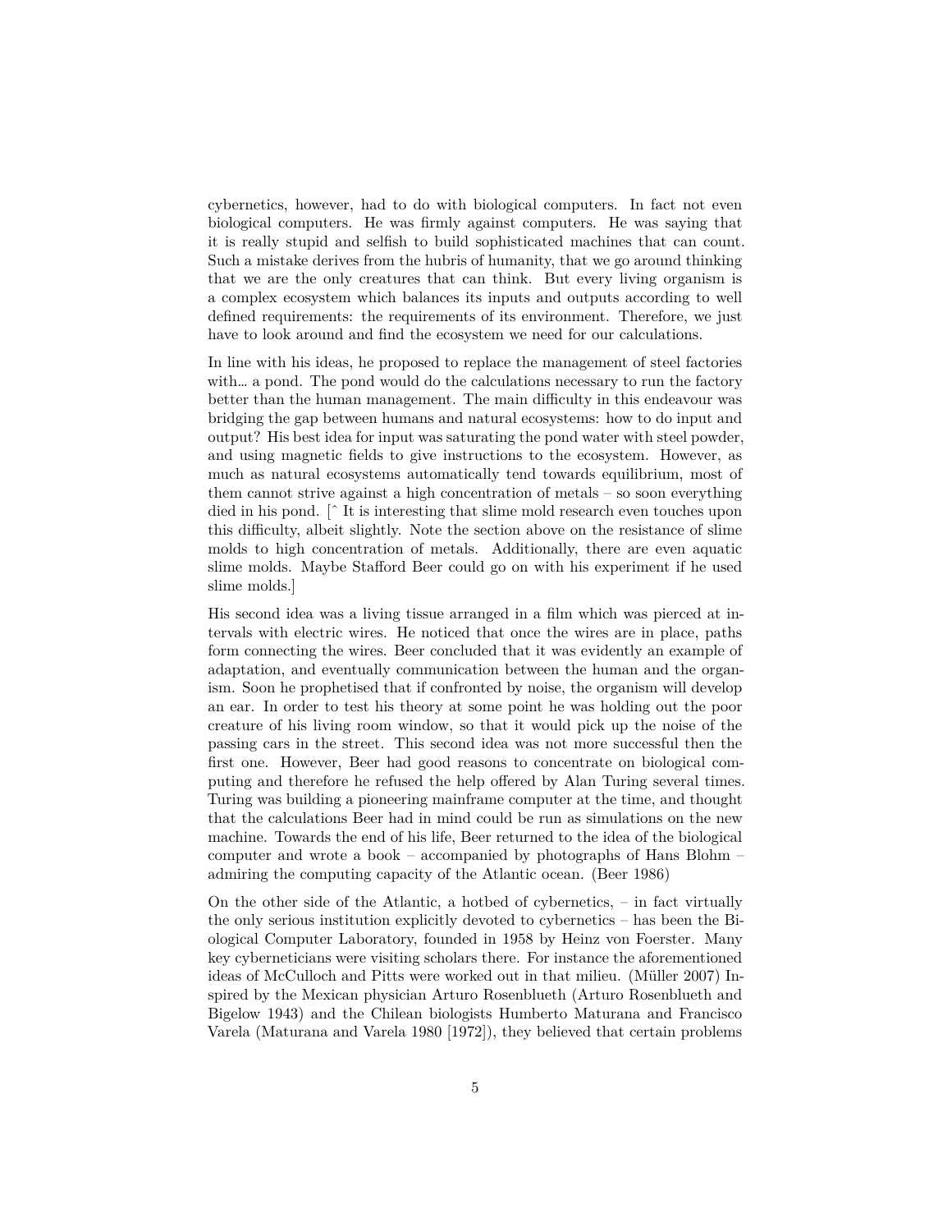cybernetics, however, had to do with biological computers. In fact not even biological computers. He was firmly against computers. He was saying that it is really stupid and selfish to build sophisticated machines that can count. Such a mistake derives from the hubris of humanity, that we go around thinking that we are the only creatures that can think. But every living organism is a complex ecosystem which balances its inputs and outputs according to well defined requirements: the requirements of its environment. Therefore, we just have to look around and find the ecosystem we need for our calculations.

In line with his ideas, he proposed to replace the management of steel factories with… a pond. The pond would do the calculations necessary to run the factory better than the human management. The main difficulty in this endeavour was bridging the gap between humans and natural ecosystems: how to do input and output? His best idea for input was saturating the pond water with steel powder, and using magnetic fields to give instructions to the ecosystem. However, as much as natural ecosystems automatically tend towards equilibrium, most of them cannot strive against a high concentration of metals – so soon everything died in his pond. [^ It is interesting that slime mold research even touches upon this difficulty, albeit slightly. Note the section above on the resistance of slime molds to high concentration of metals. Additionally, there are even aquatic slime molds. Maybe Stafford Beer could go on with his experiment if he used slime molds.]

His second idea was a living tissue arranged in a film which was pierced at intervals with electric wires. He noticed that once the wires are in place, paths form connecting the wires. Beer concluded that it was evidently an example of adaptation, and eventually communication between the human and the organism. Soon he prophetised that if confronted by noise, the organism will develop an ear. In order to test his theory at some point he was holding out the poor creature of his living room window, so that it would pick up the noise of the passing cars in the street. This second idea was not more successful then the first one. However, Beer had good reasons to concentrate on biological computing and therefore he refused the help offered by Alan Turing several times. Turing was building a pioneering mainframe computer at the time, and thought that the calculations Beer had in mind could be run as simulations on the new machine. Towards the end of his life, Beer returned to the idea of the biological computer and wrote a book – accompanied by photographs of Hans Blohm – admiring the computing capacity of the Atlantic ocean. (Beer 1986)

On the other side of the Atlantic, a hotbed of cybernetics, – in fact virtually the only serious institution explicitly devoted to cybernetics – has been the Biological Computer Laboratory, founded in 1958 by Heinz von Foerster. Many key cyberneticians were visiting scholars there. For instance the aforementioned ideas of McCulloch and Pitts were worked out in that milieu. (Müller 2007) Inspired by the Mexican physician Arturo Rosenblueth (Arturo Rosenblueth and Bigelow 1943) and the Chilean biologists Humberto Maturana and Francisco Varela (Maturana and Varela 1980 [1972]), they believed that certain problems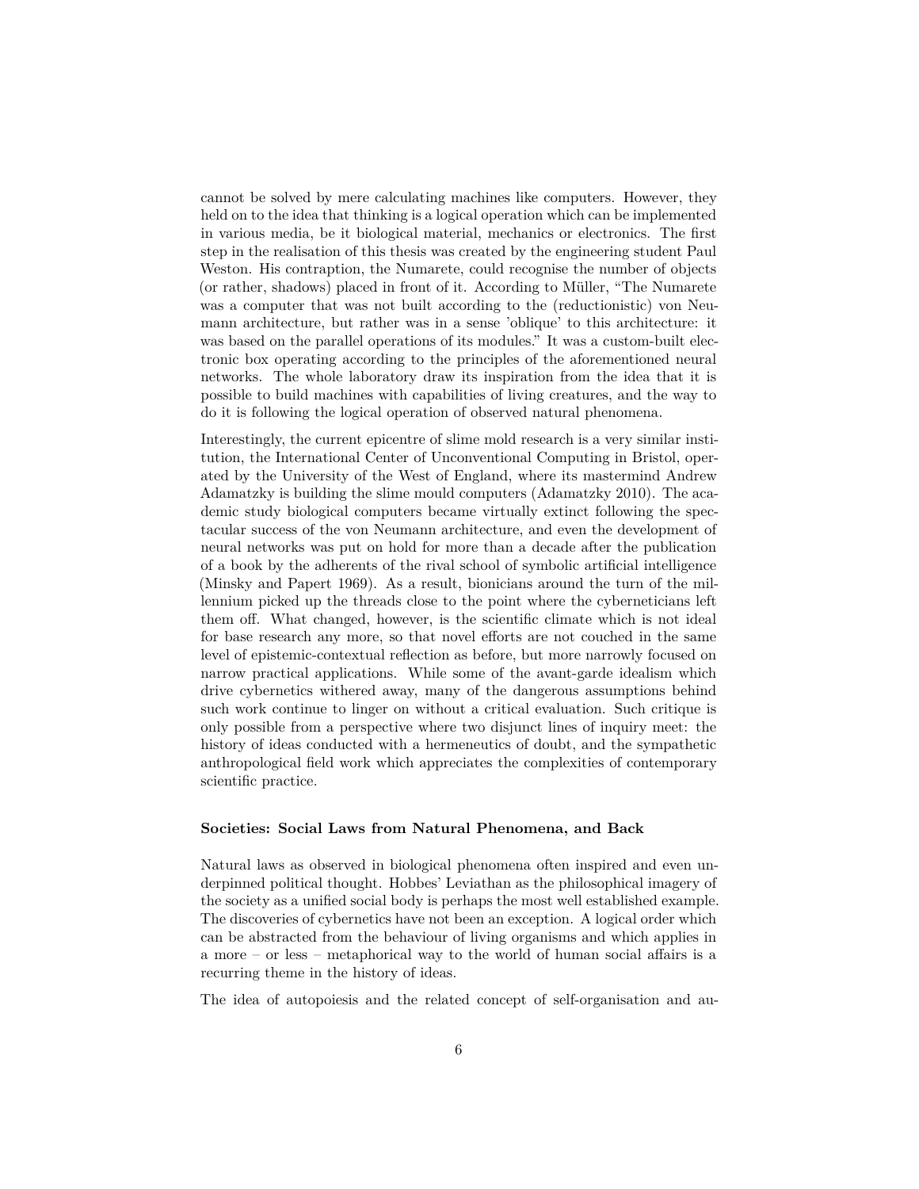cannot be solved by mere calculating machines like computers. However, they held on to the idea that thinking is a logical operation which can be implemented in various media, be it biological material, mechanics or electronics. The first step in the realisation of this thesis was created by the engineering student Paul Weston. His contraption, the Numarete, could recognise the number of objects (or rather, shadows) placed in front of it. According to Müller, "The Numarete was a computer that was not built according to the (reductionistic) von Neumann architecture, but rather was in a sense 'oblique' to this architecture: it was based on the parallel operations of its modules." It was a custom-built electronic box operating according to the principles of the aforementioned neural networks. The whole laboratory draw its inspiration from the idea that it is possible to build machines with capabilities of living creatures, and the way to do it is following the logical operation of observed natural phenomena.

Interestingly, the current epicentre of slime mold research is a very similar institution, the International Center of Unconventional Computing in Bristol, operated by the University of the West of England, where its mastermind Andrew Adamatzky is building the slime mould computers (Adamatzky 2010). The academic study biological computers became virtually extinct following the spectacular success of the von Neumann architecture, and even the development of neural networks was put on hold for more than a decade after the publication of a book by the adherents of the rival school of symbolic artificial intelligence (Minsky and Papert 1969). As a result, bionicians around the turn of the millennium picked up the threads close to the point where the cyberneticians left them off. What changed, however, is the scientific climate which is not ideal for base research any more, so that novel efforts are not couched in the same level of epistemic-contextual reflection as before, but more narrowly focused on narrow practical applications. While some of the avant-garde idealism which drive cybernetics withered away, many of the dangerous assumptions behind such work continue to linger on without a critical evaluation. Such critique is only possible from a perspective where two disjunct lines of inquiry meet: the history of ideas conducted with a hermeneutics of doubt, and the sympathetic anthropological field work which appreciates the complexities of contemporary scientific practice.

### Societies: Social Laws from Natural Phenomena, and Back

Natural laws as observed in biological phenomena often inspired and even underpinned political thought. Hobbes' Leviathan as the philosophical imagery of the society as a unified social body is perhaps the most well established example. The discoveries of cybernetics have not been an exception. A logical order which can be abstracted from the behaviour of living organisms and which applies in a more – or less – metaphorical way to the world of human social affairs is a recurring theme in the history of ideas.

The idea of autopoiesis and the related concept of self-organisation and au-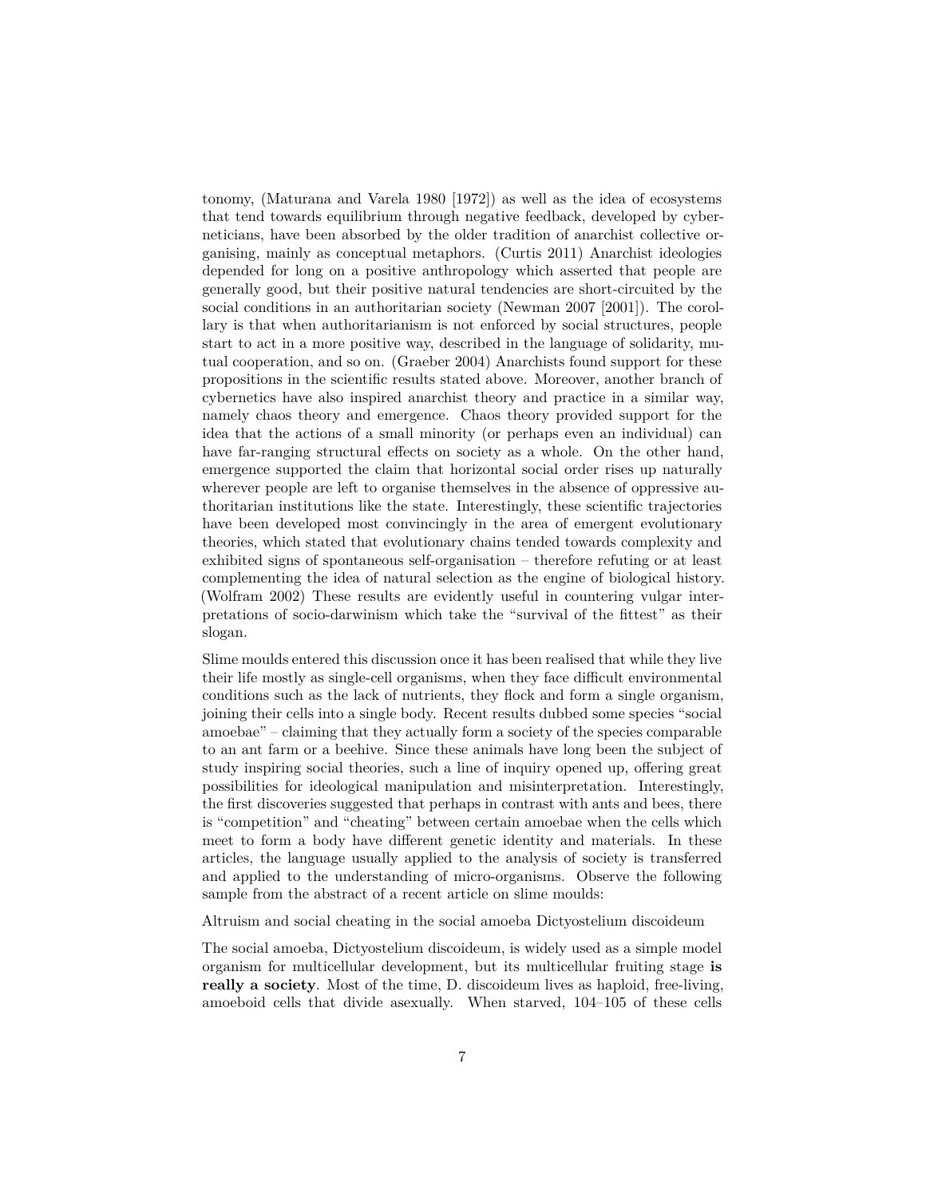tonomy, (Maturana and Varela 1980 [1972]) as well as the idea of ecosystems that tend towards equilibrium through negative feedback, developed by cyberneticians, have been absorbed by the older tradition of anarchist collective organising, mainly as conceptual metaphors. (Curtis 2011) Anarchist ideologies depended for long on a positive anthropology which asserted that people are generally good, but their positive natural tendencies are short-circuited by the social conditions in an authoritarian society (Newman 2007 [2001]). The corollary is that when authoritarianism is not enforced by social structures, people start to act in a more positive way, described in the language of solidarity, mutual cooperation, and so on. (Graeber 2004) Anarchists found support for these propositions in the scientific results stated above. Moreover, another branch of cybernetics have also inspired anarchist theory and practice in a similar way, namely chaos theory and emergence. Chaos theory provided support for the idea that the actions of a small minority (or perhaps even an individual) can have far-ranging structural effects on society as a whole. On the other hand, emergence supported the claim that horizontal social order rises up naturally wherever people are left to organise themselves in the absence of oppressive authoritarian institutions like the state. Interestingly, these scientific trajectories have been developed most convincingly in the area of emergent evolutionary theories, which stated that evolutionary chains tended towards complexity and exhibited signs of spontaneous self-organisation – therefore refuting or at least complementing the idea of natural selection as the engine of biological history. (Wolfram 2002) These results are evidently useful in countering vulgar interpretations of socio-darwinism which take the "survival of the fittest" as their slogan.

Slime moulds entered this discussion once it has been realised that while they live their life mostly as single-cell organisms, when they face difficult environmental conditions such as the lack of nutrients, they flock and form a single organism, joining their cells into a single body. Recent results dubbed some species "social amoebae" – claiming that they actually form a society of the species comparable to an ant farm or a beehive. Since these animals have long been the subject of study inspiring social theories, such a line of inquiry opened up, offering great possibilities for ideological manipulation and misinterpretation. Interestingly, the first discoveries suggested that perhaps in contrast with ants and bees, there is "competition" and "cheating" between certain amoebae when the cells which meet to form a body have different genetic identity and materials. In these articles, the language usually applied to the analysis of society is transferred and applied to the understanding of micro-organisms. Observe the following sample from the abstract of a recent article on slime moulds:

Altruism and social cheating in the social amoeba Dictyostelium discoideum

The social amoeba, Dictyostelium discoideum, is widely used as a simple model organism for multicellular development, but its multicellular fruiting stage **is really a society**. Most of the time, D. discoideum lives as haploid, free-living, amoeboid cells that divide asexually. When starved, 104–105 of these cells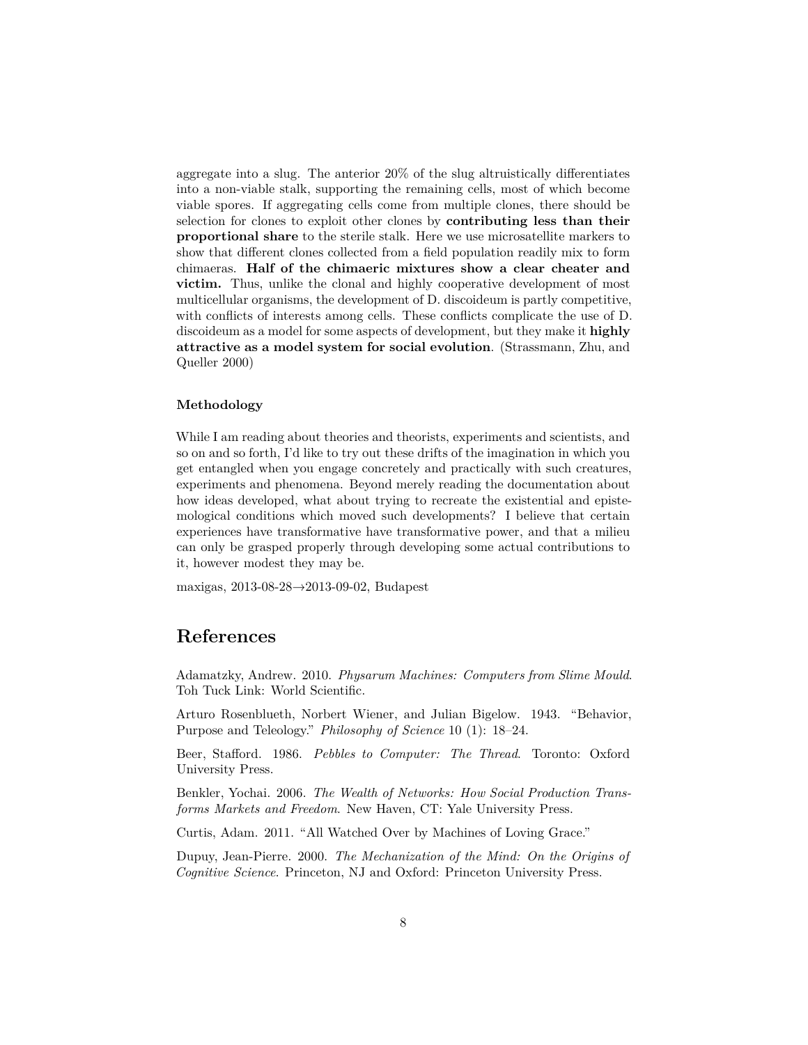aggregate into a slug. The anterior 20% of the slug altruistically differentiates into a non-viable stalk, supporting the remaining cells, most of which become viable spores. If aggregating cells come from multiple clones, there should be selection for clones to exploit other clones by **contributing less than their proportional share** to the sterile stalk. Here we use microsatellite markers to show that different clones collected from a field population readily mix to form chimaeras. **Half of the chimaeric mixtures show a clear cheater and victim.** Thus, unlike the clonal and highly cooperative development of most multicellular organisms, the development of D. discoideum is partly competitive, with conflicts of interests among cells. These conflicts complicate the use of D. discoideum as a model for some aspects of development, but they make it **highly attractive as a model system for social evolution**. (Strassmann, Zhu, and Queller 2000)

#### Methodology

While I am reading about theories and theorists, experiments and scientists, and so on and so forth, I'd like to try out these drifts of the imagination in which you get entangled when you engage concretely and practically with such creatures, experiments and phenomena. Beyond merely reading the documentation about how ideas developed, what about trying to recreate the existential and epistemological conditions which moved such developments? I believe that certain experiences have transformative have transformative power, and that a milieu can only be grasped properly through developing some actual contributions to it, however modest they may be.

maxigas, 2013-08-28→2013-09-02, Budapest

## References

Adamatzky, Andrew. 2010. *Physarum Machines: Computers from Slime Mould*. Toh Tuck Link: World Scientific.

Arturo Rosenblueth, Norbert Wiener, and Julian Bigelow. 1943. "Behavior, Purpose and Teleology." *Philosophy of Science* 10 (1): 18–24.

Beer, Stafford. 1986. *Pebbles to Computer: The Thread*. Toronto: Oxford University Press.

Benkler, Yochai. 2006. *The Wealth of Networks: How Social Production Transforms Markets and Freedom*. New Haven, CT: Yale University Press.

Curtis, Adam. 2011. "All Watched Over by Machines of Loving Grace."

Dupuy, Jean-Pierre. 2000. *The Mechanization of the Mind: On the Origins of Cognitive Science*. Princeton, NJ and Oxford: Princeton University Press.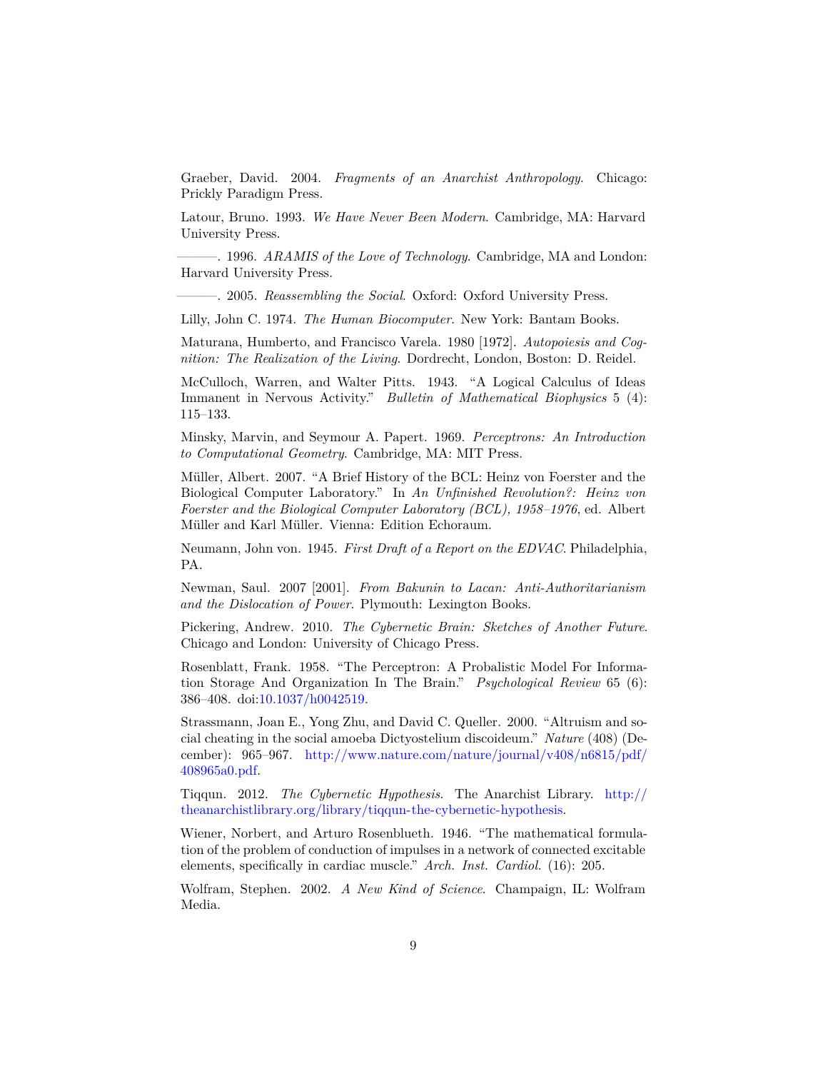Graeber, David. 2004. *Fragments of an Anarchist Anthropology*. Chicago: Prickly Paradigm Press.

Latour, Bruno. 1993. *We Have Never Been Modern*. Cambridge, MA: Harvard University Press.

———. 1996. *ARAMIS of the Love of Technology*. Cambridge, MA and London: Harvard University Press.

———. 2005. *Reassembling the Social*. Oxford: Oxford University Press.

Lilly, John C. 1974. *The Human Biocomputer*. New York: Bantam Books.

Maturana, Humberto, and Francisco Varela. 1980 [1972]. *Autopoiesis and Cognition: The Realization of the Living*. Dordrecht, London, Boston: D. Reidel.

McCulloch, Warren, and Walter Pitts. 1943. "A Logical Calculus of Ideas Immanent in Nervous Activity." *Bulletin of Mathematical Biophysics* 5 (4): 115–133.

Minsky, Marvin, and Seymour A. Papert. 1969. *Perceptrons: An Introduction to Computational Geometry*. Cambridge, MA: MIT Press.

Müller, Albert. 2007. "A Brief History of the BCL: Heinz von Foerster and the Biological Computer Laboratory." In *An Unfinished Revolution?: Heinz von Foerster and the Biological Computer Laboratory (BCL), 1958–1976*, ed. Albert Müller and Karl Müller. Vienna: Edition Echoraum.

Neumann, John von. 1945. *First Draft of a Report on the EDVAC*. Philadelphia, PA.

Newman, Saul. 2007 [2001]. *From Bakunin to Lacan: Anti-Authoritarianism and the Dislocation of Power*. Plymouth: Lexington Books.

Pickering, Andrew. 2010. *The Cybernetic Brain: Sketches of Another Future*. Chicago and London: University of Chicago Press.

Rosenblatt, Frank. 1958. "The Perceptron: A Probalistic Model For Information Storage And Organization In The Brain." *Psychological Review* 65 (6): 386–408. doi:10.1037/h0042519.

Strassmann, Joan E., Yong Zhu, and David C. Queller. 2000. "Altruism and social cheating in the social amoeba Dictyostelium discoideum." *Nature* (408) (December): 965–967. http://www.nature.com/nature/journal/v408/n6815/pdf/408965a0.pdf.

Tiqqun. 2012. *The Cybernetic Hypothesis*. The Anarchist Library. http://theanarchistlibrary.org/library/tiqqun-the-cybernetic-hypothesis.

Wiener, Norbert, and Arturo Rosenblueth. 1946. "The mathematical formulation of the problem of conduction of impulses in a network of connected excitable elements, specifically in cardiac muscle." *Arch. Inst. Cardiol.* (16): 205.

Wolfram, Stephen. 2002. *A New Kind of Science*. Champaign, IL: Wolfram Media.